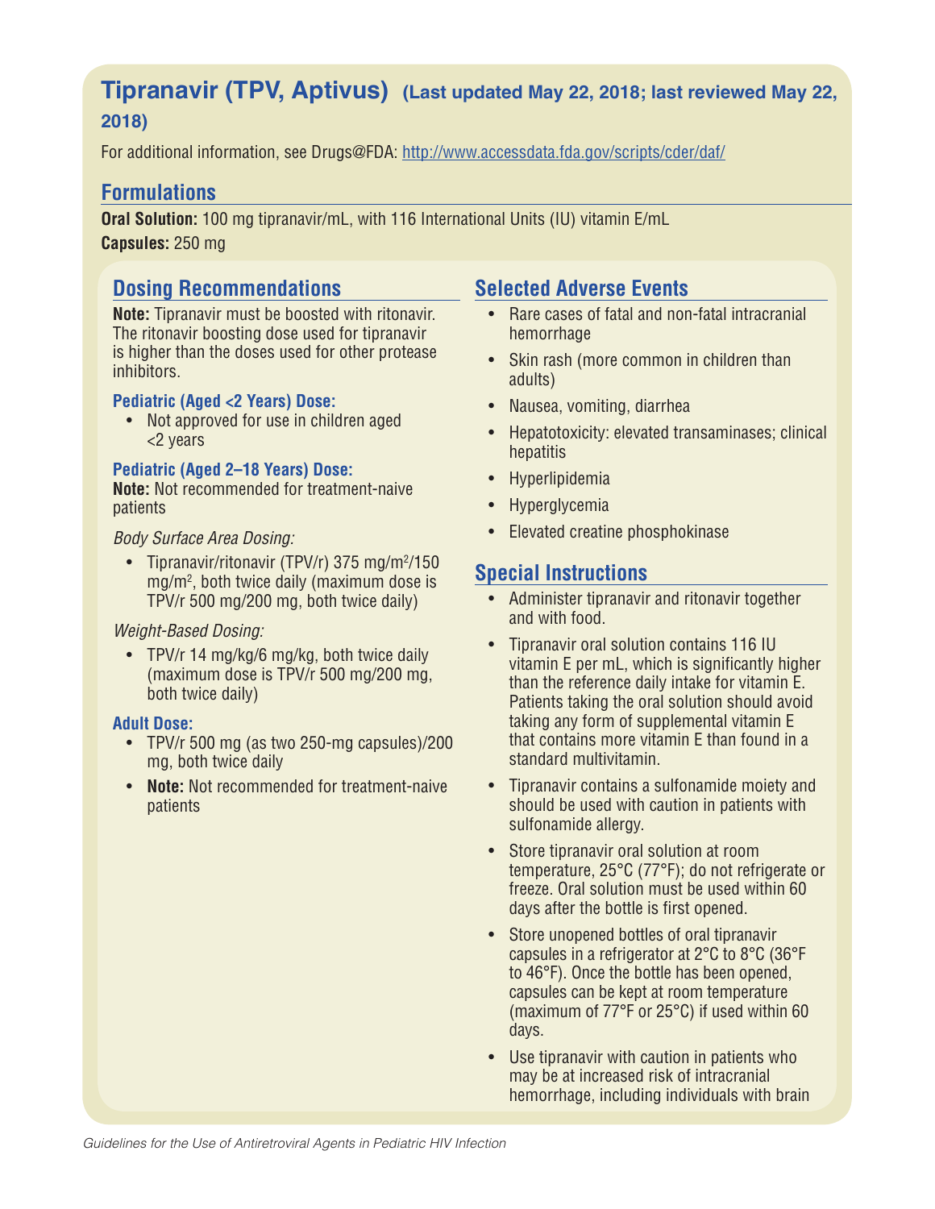# Tipranavir (TPV, Aptivus) (Last updated May 22, 2018; last reviewed May 22, 2018)

For additional information, see Drugs@FDA: http://www.accessdata.fda.gov/scripts/cder/daf/

## Formulations

**Oral Solution:** 100 mg tipranavir/mL, with 116 International Units (IU) vitamin E/mL

**Capsules:** 250 mg

## Dosing Recommendations

**Note:** Tipranavir must be boosted with ritonavir. The ritonavir boosting dose used for tipranavir is higher than the doses used for other protease inhibitors.

### Pediatric (Aged <2 Years) Dose:

- Not approved for use in children aged <2 years

### Pediatric (Aged 2–18 Years) Dose:

**Note:** Not recommended for treatment-naive patients

*Body Surface Area Dosing:*

- Tipranavir/ritonavir (TPV/r) 375 mg/m²/150 mg/m², both twice daily (maximum dose is TPV/r 500 mg/200 mg, both twice daily)

*Weight-Based Dosing:*

- TPV/r 14 mg/kg/6 mg/kg, both twice daily (maximum dose is TPV/r 500 mg/200 mg, both twice daily)

### Adult Dose:

- TPV/r 500 mg (as two 250-mg capsules)/200 mg, both twice daily
- **Note:** Not recommended for treatment-naive patients

## Selected Adverse Events

- Rare cases of fatal and non-fatal intracranial hemorrhage
- Skin rash (more common in children than adults)
- Nausea, vomiting, diarrhea
- Hepatotoxicity: elevated transaminases; clinical hepatitis
- Hyperlipidemia
- Hyperglycemia
- Elevated creatine phosphokinase

## Special Instructions

- Administer tipranavir and ritonavir together and with food.
- Tipranavir oral solution contains 116 IU vitamin E per mL, which is significantly higher than the reference daily intake for vitamin E. Patients taking the oral solution should avoid taking any form of supplemental vitamin E that contains more vitamin E than found in a standard multivitamin.
- Tipranavir contains a sulfonamide moiety and should be used with caution in patients with sulfonamide allergy.
- Store tipranavir oral solution at room temperature, 25°C (77°F); do not refrigerate or freeze. Oral solution must be used within 60 days after the bottle is first opened.
- Store unopened bottles of oral tipranavir capsules in a refrigerator at 2°C to 8°C (36°F to 46°F). Once the bottle has been opened, capsules can be kept at room temperature (maximum of 77°F or 25°C) if used within 60 days.
- Use tipranavir with caution in patients who may be at increased risk of intracranial hemorrhage, including individuals with brain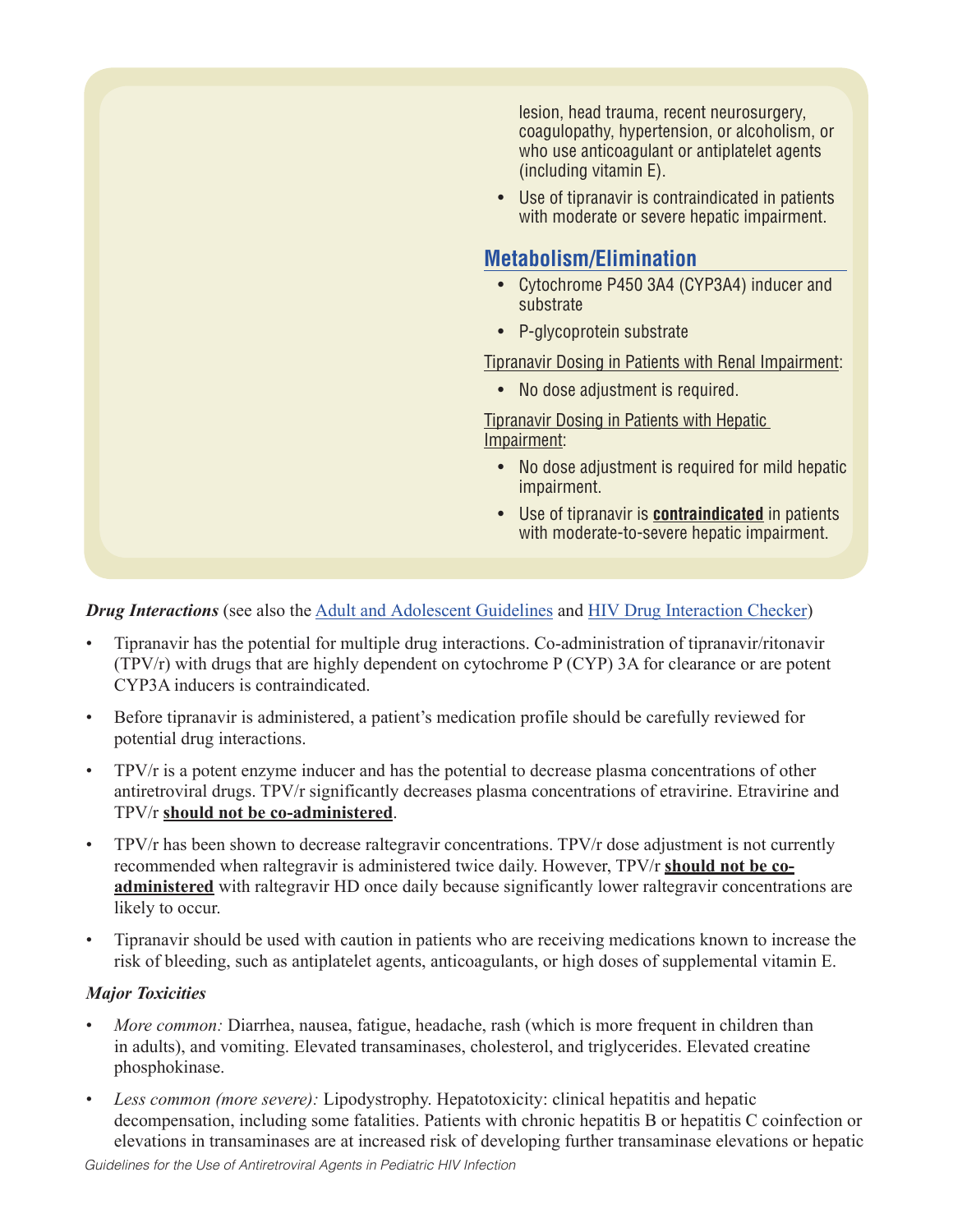lesion, head trauma, recent neurosurgery, coagulopathy, hypertension, or alcoholism, or who use anticoagulant or antiplatelet agents (including vitamin E).

- Use of tipranavir is contraindicated in patients with moderate or severe hepatic impairment.

## Metabolism/Elimination

- Cytochrome P450 3A4 (CYP3A4) inducer and substrate
- P-glycoprotein substrate

Tipranavir Dosing in Patients with Renal Impairment:

- No dose adjustment is required.

Tipranavir Dosing in Patients with Hepatic Impairment:

- No dose adjustment is required for mild hepatic impairment.
- Use of tipranavir is **contraindicated** in patients with moderate-to-severe hepatic impairment.

***Drug Interactions*** (see also the Adult and Adolescent Guidelines and HIV Drug Interaction Checker)

- Tipranavir has the potential for multiple drug interactions. Co-administration of tipranavir/ritonavir (TPV/r) with drugs that are highly dependent on cytochrome P (CYP) 3A for clearance or are potent CYP3A inducers is contraindicated.
- Before tipranavir is administered, a patient's medication profile should be carefully reviewed for potential drug interactions.
- TPV/r is a potent enzyme inducer and has the potential to decrease plasma concentrations of other antiretroviral drugs. TPV/r significantly decreases plasma concentrations of etravirine. Etravirine and TPV/r **should not be co-administered**.
- TPV/r has been shown to decrease raltegravir concentrations. TPV/r dose adjustment is not currently recommended when raltegravir is administered twice daily. However, TPV/r **should not be co-administered** with raltegravir HD once daily because significantly lower raltegravir concentrations are likely to occur.
- Tipranavir should be used with caution in patients who are receiving medications known to increase the risk of bleeding, such as antiplatelet agents, anticoagulants, or high doses of supplemental vitamin E.

***Major Toxicities***

- *More common:* Diarrhea, nausea, fatigue, headache, rash (which is more frequent in children than in adults), and vomiting. Elevated transaminases, cholesterol, and triglycerides. Elevated creatine phosphokinase.
- *Less common (more severe):* Lipodystrophy. Hepatotoxicity: clinical hepatitis and hepatic decompensation, including some fatalities. Patients with chronic hepatitis B or hepatitis C coinfection or elevations in transaminases are at increased risk of developing further transaminase elevations or hepatic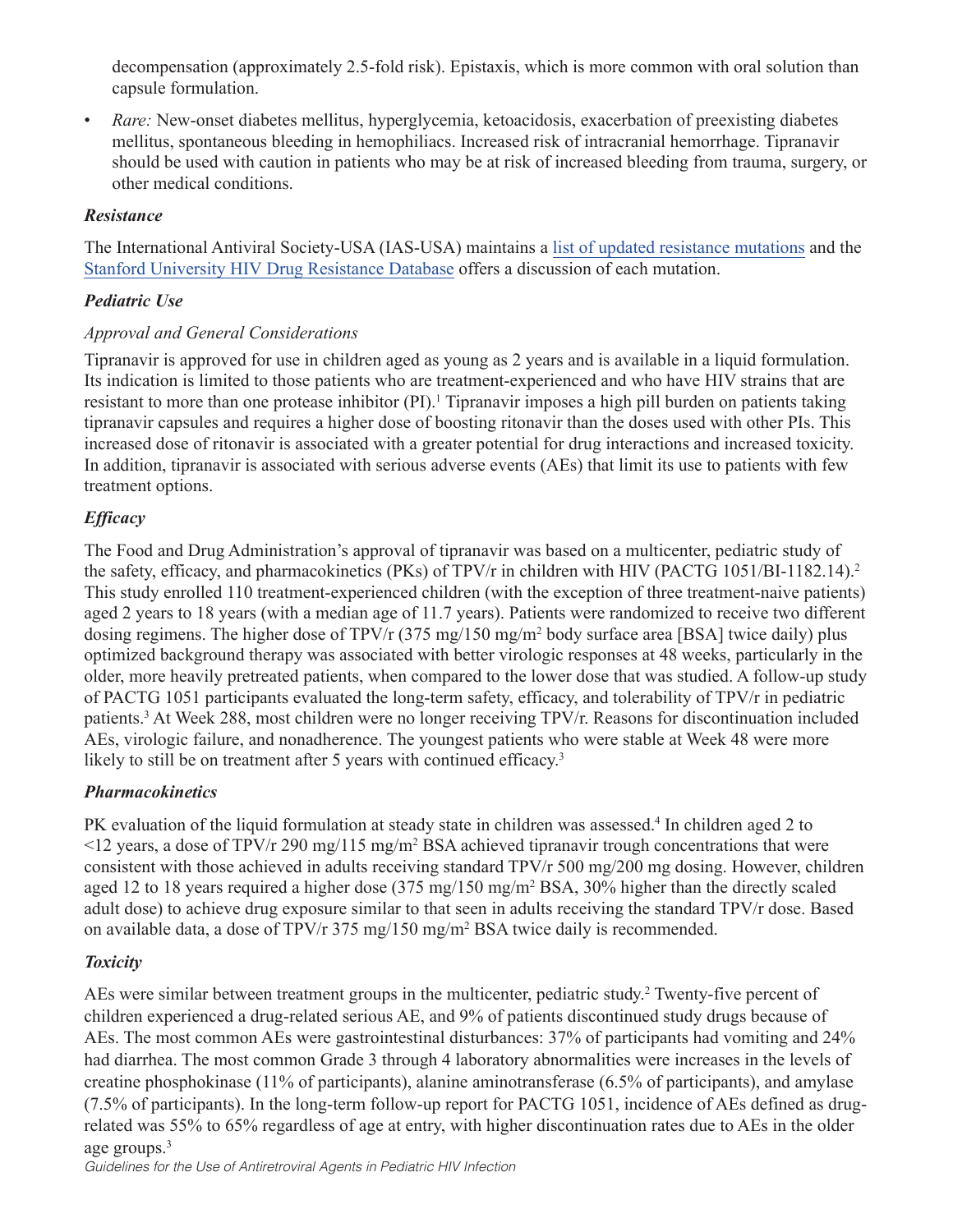decompensation (approximately 2.5-fold risk). Epistaxis, which is more common with oral solution than capsule formulation.

- *Rare:* New-onset diabetes mellitus, hyperglycemia, ketoacidosis, exacerbation of preexisting diabetes mellitus, spontaneous bleeding in hemophiliacs. Increased risk of intracranial hemorrhage. Tipranavir should be used with caution in patients who may be at risk of increased bleeding from trauma, surgery, or other medical conditions.

### *Resistance*

The International Antiviral Society-USA (IAS-USA) maintains a list of updated resistance mutations and the Stanford University HIV Drug Resistance Database offers a discussion of each mutation.

### *Pediatric Use*

#### *Approval and General Considerations*

Tipranavir is approved for use in children aged as young as 2 years and is available in a liquid formulation. Its indication is limited to those patients who are treatment-experienced and who have HIV strains that are resistant to more than one protease inhibitor (PI).[1] Tipranavir imposes a high pill burden on patients taking tipranavir capsules and requires a higher dose of boosting ritonavir than the doses used with other PIs. This increased dose of ritonavir is associated with a greater potential for drug interactions and increased toxicity. In addition, tipranavir is associated with serious adverse events (AEs) that limit its use to patients with few treatment options.

### *Efficacy*

The Food and Drug Administration's approval of tipranavir was based on a multicenter, pediatric study of the safety, efficacy, and pharmacokinetics (PKs) of TPV/r in children with HIV (PACTG 1051/BI-1182.14).[2] This study enrolled 110 treatment-experienced children (with the exception of three treatment-naive patients) aged 2 years to 18 years (with a median age of 11.7 years). Patients were randomized to receive two different dosing regimens. The higher dose of TPV/r (375 mg/150 mg/m² body surface area [BSA] twice daily) plus optimized background therapy was associated with better virologic responses at 48 weeks, particularly in the older, more heavily pretreated patients, when compared to the lower dose that was studied. A follow-up study of PACTG 1051 participants evaluated the long-term safety, efficacy, and tolerability of TPV/r in pediatric patients.[3] At Week 288, most children were no longer receiving TPV/r. Reasons for discontinuation included AEs, virologic failure, and nonadherence. The youngest patients who were stable at Week 48 were more likely to still be on treatment after 5 years with continued efficacy.[3]

### *Pharmacokinetics*

PK evaluation of the liquid formulation at steady state in children was assessed.[4] In children aged 2 to <12 years, a dose of TPV/r 290 mg/115 mg/m² BSA achieved tipranavir trough concentrations that were consistent with those achieved in adults receiving standard TPV/r 500 mg/200 mg dosing. However, children aged 12 to 18 years required a higher dose (375 mg/150 mg/m² BSA, 30% higher than the directly scaled adult dose) to achieve drug exposure similar to that seen in adults receiving the standard TPV/r dose. Based on available data, a dose of TPV/r 375 mg/150 mg/m² BSA twice daily is recommended.

### *Toxicity*

AEs were similar between treatment groups in the multicenter, pediatric study.[2] Twenty-five percent of children experienced a drug-related serious AE, and 9% of patients discontinued study drugs because of AEs. The most common AEs were gastrointestinal disturbances: 37% of participants had vomiting and 24% had diarrhea. The most common Grade 3 through 4 laboratory abnormalities were increases in the levels of creatine phosphokinase (11% of participants), alanine aminotransferase (6.5% of participants), and amylase (7.5% of participants). In the long-term follow-up report for PACTG 1051, incidence of AEs defined as drug-related was 55% to 65% regardless of age at entry, with higher discontinuation rates due to AEs in the older age groups.[3]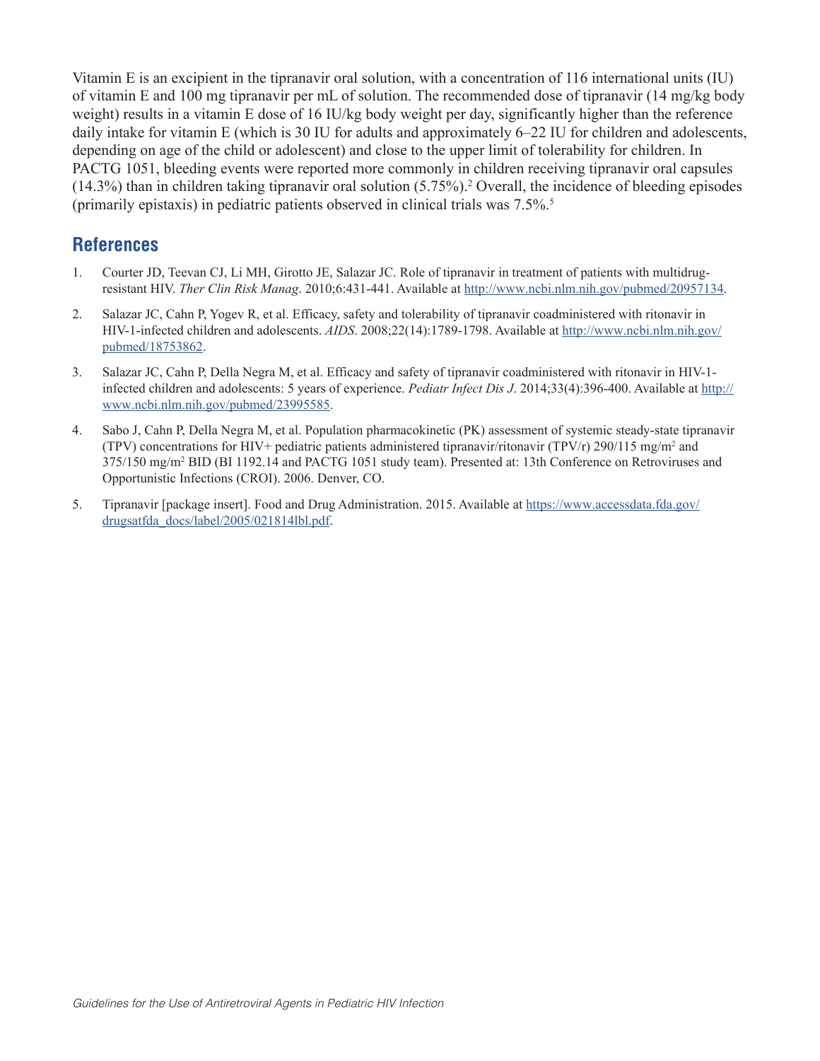Vitamin E is an excipient in the tipranavir oral solution, with a concentration of 116 international units (IU) of vitamin E and 100 mg tipranavir per mL of solution. The recommended dose of tipranavir (14 mg/kg body weight) results in a vitamin E dose of 16 IU/kg body weight per day, significantly higher than the reference daily intake for vitamin E (which is 30 IU for adults and approximately 6–22 IU for children and adolescents, depending on age of the child or adolescent) and close to the upper limit of tolerability for children. In PACTG 1051, bleeding events were reported more commonly in children receiving tipranavir oral capsules (14.3%) than in children taking tipranavir oral solution (5.75%).[2] Overall, the incidence of bleeding episodes (primarily epistaxis) in pediatric patients observed in clinical trials was 7.5%.[5]

## References

1. Courter JD, Teevan CJ, Li MH, Girotto JE, Salazar JC. Role of tipranavir in treatment of patients with multidrug-resistant HIV. *Ther Clin Risk Manag*. 2010;6:431-441. Available at http://www.ncbi.nlm.nih.gov/pubmed/20957134.
2. Salazar JC, Cahn P, Yogev R, et al. Efficacy, safety and tolerability of tipranavir coadministered with ritonavir in HIV-1-infected children and adolescents. *AIDS*. 2008;22(14):1789-1798. Available at http://www.ncbi.nlm.nih.gov/pubmed/18753862.
3. Salazar JC, Cahn P, Della Negra M, et al. Efficacy and safety of tipranavir coadministered with ritonavir in HIV-1-infected children and adolescents: 5 years of experience. *Pediatr Infect Dis J*. 2014;33(4):396-400. Available at http://www.ncbi.nlm.nih.gov/pubmed/23995585.
4. Sabo J, Cahn P, Della Negra M, et al. Population pharmacokinetic (PK) assessment of systemic steady-state tipranavir (TPV) concentrations for HIV+ pediatric patients administered tipranavir/ritonavir (TPV/r) 290/115 mg/m$^2$ and 375/150 mg/m$^2$ BID (BI 1192.14 and PACTG 1051 study team). Presented at: 13th Conference on Retroviruses and Opportunistic Infections (CROI). 2006. Denver, CO.
5. Tipranavir [package insert]. Food and Drug Administration. 2015. Available at https://www.accessdata.fda.gov/drugsatfda_docs/label/2005/021814lbl.pdf.